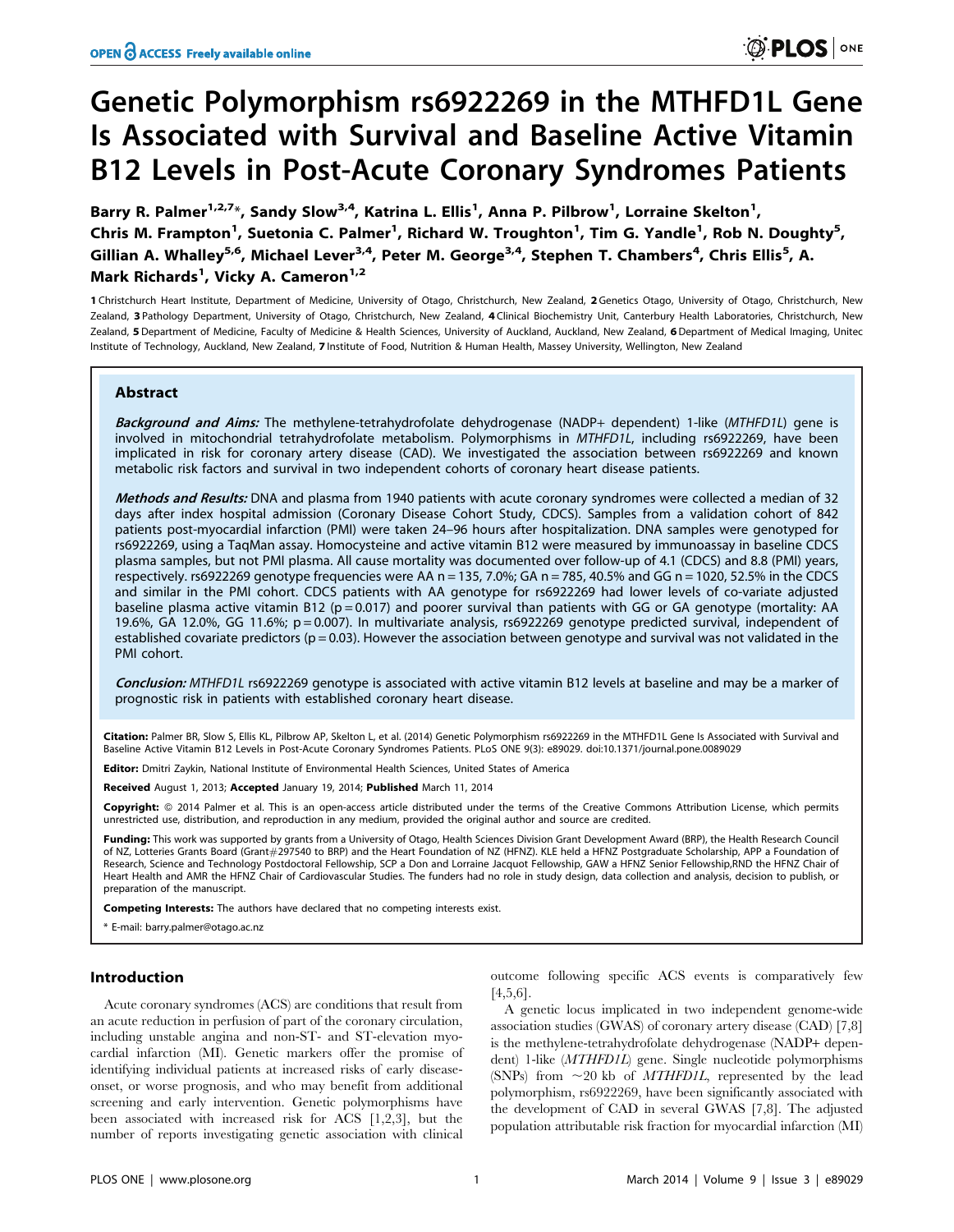# Genetic Polymorphism rs6922269 in the MTHFD1L Gene Is Associated with Survival and Baseline Active Vitamin B12 Levels in Post-Acute Coronary Syndromes Patients

Barry R. Palmer[1,2,7]*, Sandy Slow[3,4], Katrina L. Ellis[1], Anna P. Pilbrow[1], Lorraine Skelton[1], Chris M. Frampton[1], Suetonia C. Palmer[1], Richard W. Troughton[1], Tim G. Yandle[1], Rob N. Doughty[5], Gillian A. Whalley[5,6], Michael Lever[3,4], Peter M. George[3,4], Stephen T. Chambers[4], Chris Ellis[5], A. Mark Richards[1], Vicky A. Cameron[1,2]

1 Christchurch Heart Institute, Department of Medicine, University of Otago, Christchurch, New Zealand, 2 Genetics Otago, University of Otago, Christchurch, New Zealand, 3 Pathology Department, University of Otago, Christchurch, New Zealand, 4 Clinical Biochemistry Unit, Canterbury Health Laboratories, Christchurch, New Zealand, 5 Department of Medicine, Faculty of Medicine & Health Sciences, University of Auckland, Auckland, New Zealand, 6 Department of Medical Imaging, Unitec Institute of Technology, Auckland, New Zealand, 7 Institute of Food, Nutrition & Human Health, Massey University, Wellington, New Zealand

## Abstract

***Background and Aims:*** The methylene-tetrahydrofolate dehydrogenase (NADP+ dependent) 1-like (*MTHFD1L*) gene is involved in mitochondrial tetrahydrofolate metabolism. Polymorphisms in *MTHFD1L*, including rs6922269, have been implicated in risk for coronary artery disease (CAD). We investigated the association between rs6922269 and known metabolic risk factors and survival in two independent cohorts of coronary heart disease patients.

***Methods and Results:*** DNA and plasma from 1940 patients with acute coronary syndromes were collected a median of 32 days after index hospital admission (Coronary Disease Cohort Study, CDCS). Samples from a validation cohort of 842 patients post-myocardial infarction (PMI) were taken 24–96 hours after hospitalization. DNA samples were genotyped for rs6922269, using a TaqMan assay. Homocysteine and active vitamin B12 were measured by immunoassay in baseline CDCS plasma samples, but not PMI plasma. All cause mortality was documented over follow-up of 4.1 (CDCS) and 8.8 (PMI) years, respectively. rs6922269 genotype frequencies were AA n = 135, 7.0%; GA n = 785, 40.5% and GG n = 1020, 52.5% in the CDCS and similar in the PMI cohort. CDCS patients with AA genotype for rs6922269 had lower levels of co-variate adjusted baseline plasma active vitamin B12 ($p = 0.017$) and poorer survival than patients with GG or GA genotype (mortality: AA 19.6%, GA 12.0%, GG 11.6%; $p = 0.007$). In multivariate analysis, rs6922269 genotype predicted survival, independent of established covariate predictors ($p = 0.03$). However the association between genotype and survival was not validated in the PMI cohort.

***Conclusion:*** *MTHFD1L* rs6922269 genotype is associated with active vitamin B12 levels at baseline and may be a marker of prognostic risk in patients with established coronary heart disease.

**Citation:** Palmer BR, Slow S, Ellis KL, Pilbrow AP, Skelton L, et al. (2014) Genetic Polymorphism rs6922269 in the MTHFD1L Gene Is Associated with Survival and Baseline Active Vitamin B12 Levels in Post-Acute Coronary Syndromes Patients. PLoS ONE 9(3): e89029. doi:10.1371/journal.pone.0089029

**Editor:** Dmitri Zaykin, National Institute of Environmental Health Sciences, United States of America

**Received** August 1, 2013; **Accepted** January 19, 2014; **Published** March 11, 2014

**Copyright:** © 2014 Palmer et al. This is an open-access article distributed under the terms of the Creative Commons Attribution License, which permits unrestricted use, distribution, and reproduction in any medium, provided the original author and source are credited.

**Funding:** This work was supported by grants from a University of Otago, Health Sciences Division Grant Development Award (BRP), the Health Research Council of NZ, Lotteries Grants Board (Grant#297540 to BRP) and the Heart Foundation of NZ (HFNZ). KLE held a HFNZ Postgraduate Scholarship, APP a Foundation of Research, Science and Technology Postdoctoral Fellowship, SCP a Don and Lorraine Jacquot Fellowship, GAW a HFNZ Senior Fellowship,RND the HFNZ Chair of Heart Health and AMR the HFNZ Chair of Cardiovascular Studies. The funders had no role in study design, data collection and analysis, decision to publish, or preparation of the manuscript.

**Competing Interests:** The authors have declared that no competing interests exist.

\* E-mail: barry.palmer@otago.ac.nz

## Introduction

Acute coronary syndromes (ACS) are conditions that result from an acute reduction in perfusion of part of the coronary circulation, including unstable angina and non-ST- and ST-elevation myocardial infarction (MI). Genetic markers offer the promise of identifying individual patients at increased risks of early disease-onset, or worse prognosis, and who may benefit from additional screening and early intervention. Genetic polymorphisms have been associated with increased risk for ACS [1,2,3], but the number of reports investigating genetic association with clinical outcome following specific ACS events is comparatively few [4,5,6].

A genetic locus implicated in two independent genome-wide association studies (GWAS) of coronary artery disease (CAD) [7,8] is the methylene-tetrahydrofolate dehydrogenase (NADP+ dependent) 1-like (*MTHFD1L*) gene. Single nucleotide polymorphisms (SNPs) from ~20 kb of *MTHFD1L*, represented by the lead polymorphism, rs6922269, have been significantly associated with the development of CAD in several GWAS [7,8]. The adjusted population attributable risk fraction for myocardial infarction (MI)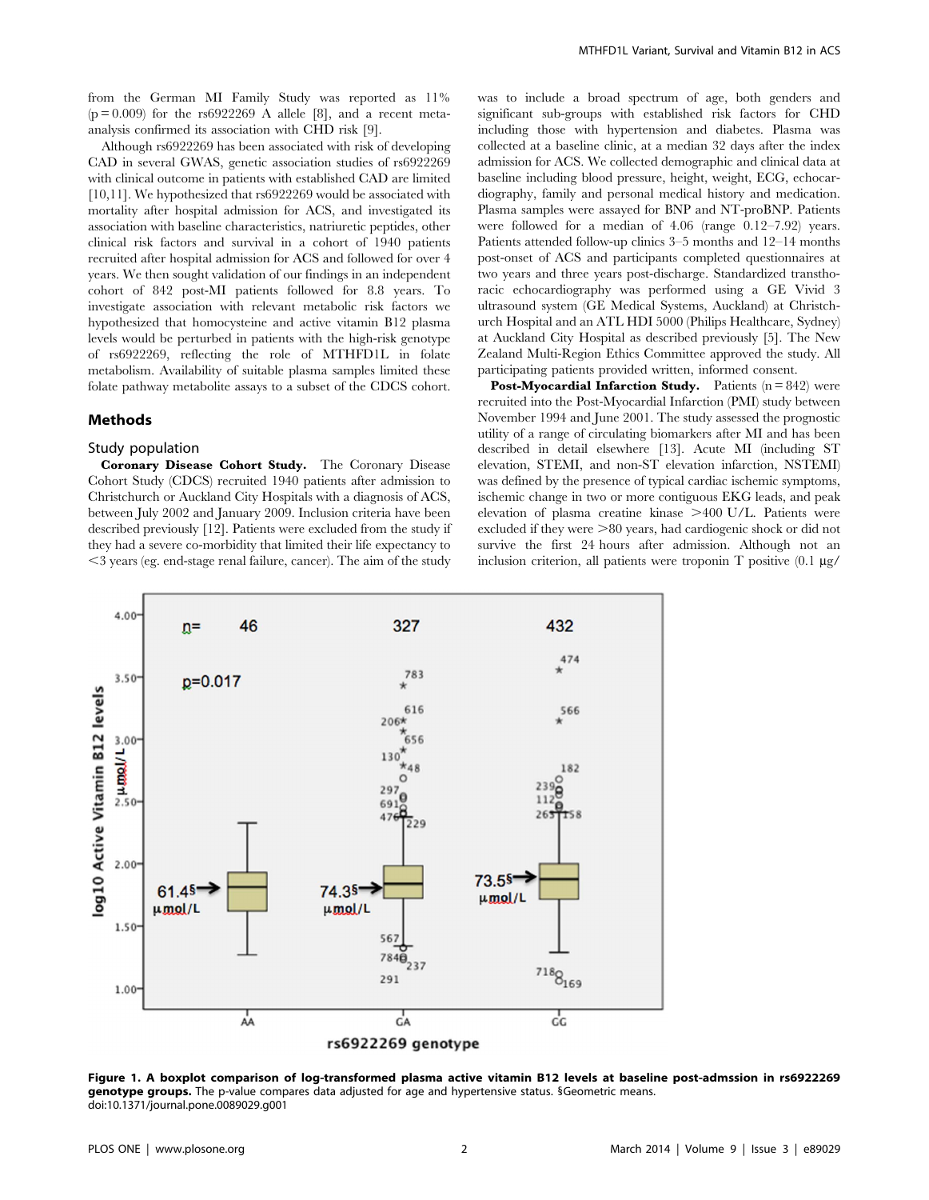from the German MI Family Study was reported as 11% (p = 0.009) for the rs6922269 A allele [8], and a recent meta-analysis confirmed its association with CHD risk [9].

Although rs6922269 has been associated with risk of developing CAD in several GWAS, genetic association studies of rs6922269 with clinical outcome in patients with established CAD are limited [10,11]. We hypothesized that rs6922269 would be associated with mortality after hospital admission for ACS, and investigated its association with baseline characteristics, natriuretic peptides, other clinical risk factors and survival in a cohort of 1940 patients recruited after hospital admission for ACS and followed for over 4 years. We then sought validation of our findings in an independent cohort of 842 post-MI patients followed for 8.8 years. To investigate association with relevant metabolic risk factors we hypothesized that homocysteine and active vitamin B12 plasma levels would be perturbed in patients with the high-risk genotype of rs6922269, reflecting the role of MTHFD1L in folate metabolism. Availability of suitable plasma samples limited these folate pathway metabolite assays to a subset of the CDCS cohort.

## Methods

### Study population

**Coronary Disease Cohort Study.** The Coronary Disease Cohort Study (CDCS) recruited 1940 patients after admission to Christchurch or Auckland City Hospitals with a diagnosis of ACS, between July 2002 and January 2009. Inclusion criteria have been described previously [12]. Patients were excluded from the study if they had a severe co-morbidity that limited their life expectancy to <3 years (eg. end-stage renal failure, cancer). The aim of the study was to include a broad spectrum of age, both genders and significant sub-groups with established risk factors for CHD including those with hypertension and diabetes. Plasma was collected at a baseline clinic, at a median 32 days after the index admission for ACS. We collected demographic and clinical data at baseline including blood pressure, height, weight, ECG, echocardiography, family and personal medical history and medication. Plasma samples were assayed for BNP and NT-proBNP. Patients were followed for a median of 4.06 (range 0.12–7.92) years. Patients attended follow-up clinics 3–5 months and 12–14 months post-onset of ACS and participants completed questionnaires at two years and three years post-discharge. Standardized transthoracic echocardiography was performed using a GE Vivid 3 ultrasound system (GE Medical Systems, Auckland) at Christchurch Hospital and an ATL HDI 5000 (Philips Healthcare, Sydney) at Auckland City Hospital as described previously [5]. The New Zealand Multi-Region Ethics Committee approved the study. All participating patients provided written, informed consent.

**Post-Myocardial Infarction Study.** Patients (n = 842) were recruited into the Post-Myocardial Infarction (PMI) study between November 1994 and June 2001. The study assessed the prognostic utility of a range of circulating biomarkers after MI and has been described in detail elsewhere [13]. Acute MI (including ST elevation, STEMI, and non-ST elevation infarction, NSTEMI) was defined by the presence of typical cardiac ischemic symptoms, ischemic change in two or more contiguous EKG leads, and peak elevation of plasma creatine kinase >400 U/L. Patients were excluded if they were >80 years, had cardiogenic shock or did not survive the first 24 hours after admission. Although not an inclusion criterion, all patients were troponin T positive (0.1 µg/

**Figure 1. A boxplot comparison of log-transformed plasma active vitamin B12 levels at baseline post-admssion in rs6922269 genotype groups.** The p-value compares data adjusted for age and hypertensive status. §Geometric means.
doi:10.1371/journal.pone.0089029.g001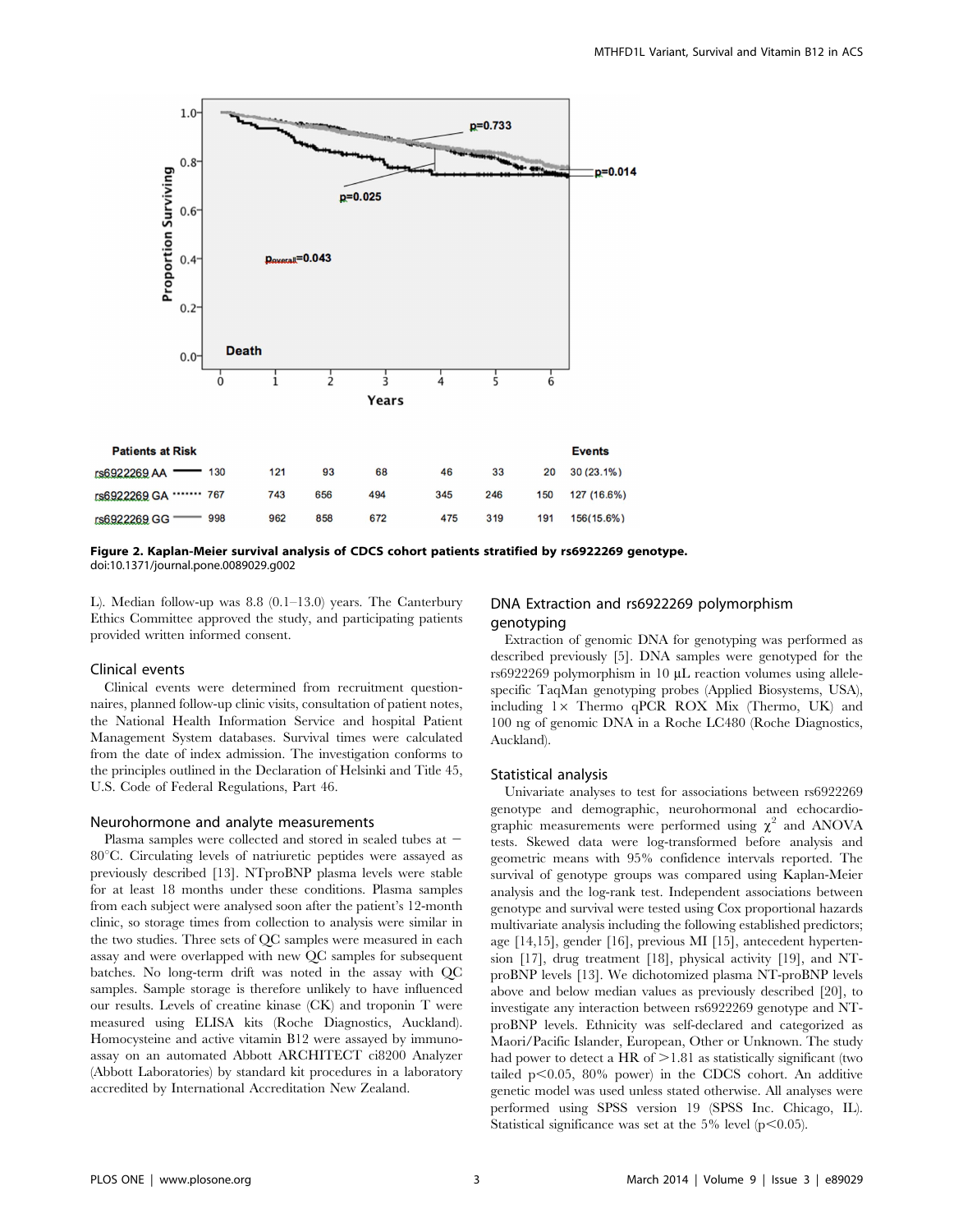| Patients at Risk | | | | | | | | Events |
|---|---|---|---|---|---|---|---|---|
| rs6922269 AA | 130 | 121 | 93 | 68 | 46 | 33 | 20 | 30 (23.1%) |
| rs6922269 GA | 767 | 743 | 656 | 494 | 345 | 246 | 150 | 127 (16.6%) |
| rs6922269 GG | 998 | 962 | 858 | 672 | 475 | 319 | 191 | 156(15.6%) |

**Figure 2. Kaplan-Meier survival analysis of CDCS cohort patients stratified by rs6922269 genotype.**
doi:10.1371/journal.pone.0089029.g002

L). Median follow-up was 8.8 (0.1–13.0) years. The Canterbury Ethics Committee approved the study, and participating patients provided written informed consent.

### Clinical events

Clinical events were determined from recruitment questionnaires, planned follow-up clinic visits, consultation of patient notes, the National Health Information Service and hospital Patient Management System databases. Survival times were calculated from the date of index admission. The investigation conforms to the principles outlined in the Declaration of Helsinki and Title 45, U.S. Code of Federal Regulations, Part 46.

### Neurohormone and analyte measurements

Plasma samples were collected and stored in sealed tubes at $-80^{\circ}$C. Circulating levels of natriuretic peptides were assayed as previously described [13]. NTproBNP plasma levels were stable for at least 18 months under these conditions. Plasma samples from each subject were analysed soon after the patient's 12-month clinic, so storage times from collection to analysis were similar in the two studies. Three sets of QC samples were measured in each assay and were overlapped with new QC samples for subsequent batches. No long-term drift was noted in the assay with QC samples. Sample storage is therefore unlikely to have influenced our results. Levels of creatine kinase (CK) and troponin T were measured using ELISA kits (Roche Diagnostics, Auckland). Homocysteine and active vitamin B12 were assayed by immunoassay on an automated Abbott ARCHITECT ci8200 Analyzer (Abbott Laboratories) by standard kit procedures in a laboratory accredited by International Accreditation New Zealand.

### DNA Extraction and rs6922269 polymorphism genotyping

Extraction of genomic DNA for genotyping was performed as described previously [5]. DNA samples were genotyped for the rs6922269 polymorphism in 10 μL reaction volumes using allele-specific TaqMan genotyping probes (Applied Biosystems, USA), including 1× Thermo qPCR ROX Mix (Thermo, UK) and 100 ng of genomic DNA in a Roche LC480 (Roche Diagnostics, Auckland).

### Statistical analysis

Univariate analyses to test for associations between rs6922269 genotype and demographic, neurohormonal and echocardiographic measurements were performed using $\chi^2$ and ANOVA tests. Skewed data were log-transformed before analysis and geometric means with 95% confidence intervals reported. The survival of genotype groups was compared using Kaplan-Meier analysis and the log-rank test. Independent associations between genotype and survival were tested using Cox proportional hazards multivariate analysis including the following established predictors; age [14,15], gender [16], previous MI [15], antecedent hypertension [17], drug treatment [18], physical activity [19], and NT-proBNP levels [13]. We dichotomized plasma NT-proBNP levels above and below median values as previously described [20], to investigate any interaction between rs6922269 genotype and NT-proBNP levels. Ethnicity was self-declared and categorized as Maori/Pacific Islander, European, Other or Unknown. The study had power to detect a HR of $>1.81$ as statistically significant (two tailed $p<0.05$, 80% power) in the CDCS cohort. An additive genetic model was used unless stated otherwise. All analyses were performed using SPSS version 19 (SPSS Inc. Chicago, IL). Statistical significance was set at the 5% level ($p<0.05$).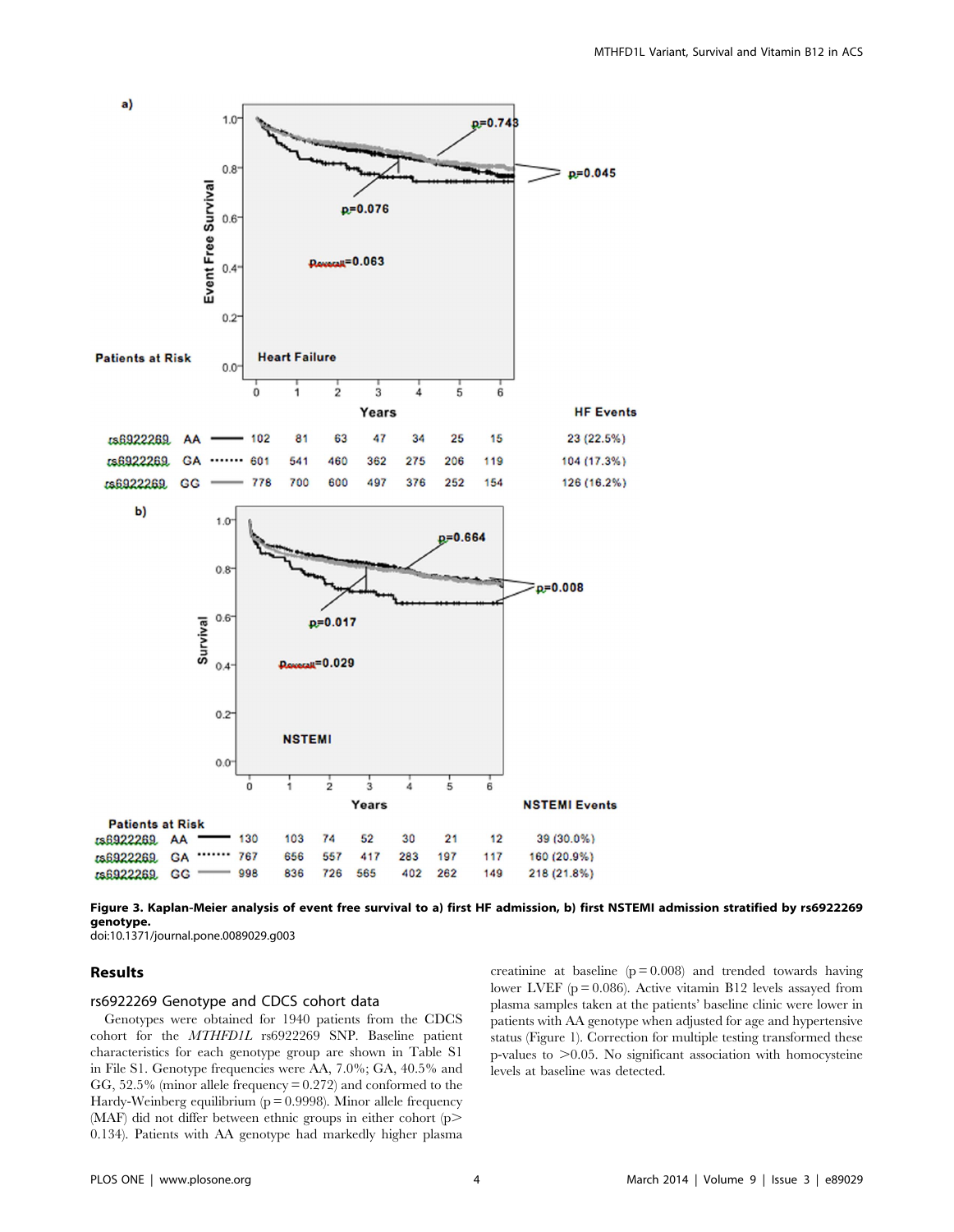Figure 3. Kaplan-Meier analysis of event free survival to a) first HF admission, b) first NSTEMI admission stratified by rs6922269 genotype.
doi:10.1371/journal.pone.0089029.g003

## Results

### rs6922269 Genotype and CDCS cohort data

Genotypes were obtained for 1940 patients from the CDCS cohort for the *MTHFD1L* rs6922269 SNP. Baseline patient characteristics for each genotype group are shown in Table S1 in File S1. Genotype frequencies were AA, 7.0%; GA, 40.5% and GG, 52.5% (minor allele frequency = 0.272) and conformed to the Hardy-Weinberg equilibrium ($p = 0.9998$). Minor allele frequency (MAF) did not differ between ethnic groups in either cohort ($p > 0.134$). Patients with AA genotype had markedly higher plasma creatinine at baseline ($p = 0.008$) and trended towards having lower LVEF ($p = 0.086$). Active vitamin B12 levels assayed from plasma samples taken at the patients' baseline clinic were lower in patients with AA genotype when adjusted for age and hypertensive status (Figure 1). Correction for multiple testing transformed these p-values to $>0.05$. No significant association with homocysteine levels at baseline was detected.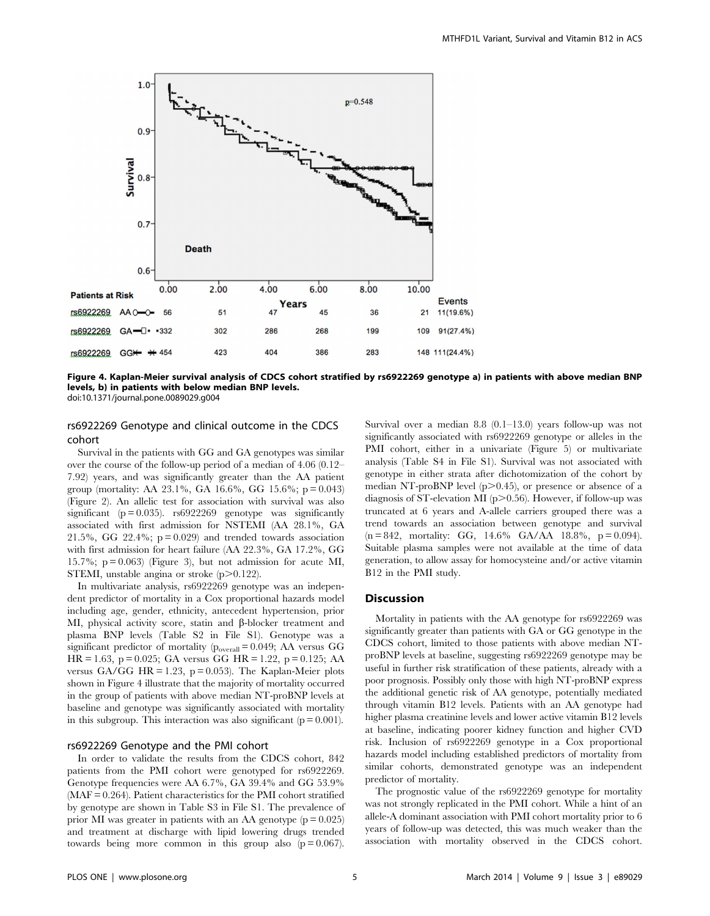Figure 4. Kaplan-Meier survival analysis of CDCS cohort stratified by rs6922269 genotype a) in patients with above median BNP levels, b) in patients with below median BNP levels.
doi:10.1371/journal.pone.0089029.g004

### rs6922269 Genotype and clinical outcome in the CDCS cohort

Survival in the patients with GG and GA genotypes was similar over the course of the follow-up period of a median of 4.06 (0.12–7.92) years, and was significantly greater than the AA patient group (mortality: AA 23.1%, GA 16.6%, GG 15.6%; p = 0.043) (Figure 2). An allelic test for association with survival was also significant (p = 0.035). rs6922269 genotype was significantly associated with first admission for NSTEMI (AA 28.1%, GA 21.5%, GG 22.4%; p = 0.029) and trended towards association with first admission for heart failure (AA 22.3%, GA 17.2%, GG 15.7%; p = 0.063) (Figure 3), but not admission for acute MI, STEMI, unstable angina or stroke (p>0.122).

In multivariate analysis, rs6922269 genotype was an independent predictor of mortality in a Cox proportional hazards model including age, gender, ethnicity, antecedent hypertension, prior MI, physical activity score, statin and β-blocker treatment and plasma BNP levels (Table S2 in File S1). Genotype was a significant predictor of mortality ($p_{overall} = 0.049$; AA versus GG HR = 1.63, p = 0.025; GA versus GG HR = 1.22, p = 0.125; AA versus GA/GG HR = 1.23, p = 0.053). The Kaplan-Meier plots shown in Figure 4 illustrate that the majority of mortality occurred in the group of patients with above median NT-proBNP levels at baseline and genotype was significantly associated with mortality in this subgroup. This interaction was also significant (p = 0.001).

### rs6922269 Genotype and the PMI cohort

In order to validate the results from the CDCS cohort, 842 patients from the PMI cohort were genotyped for rs6922269. Genotype frequencies were AA 6.7%, GA 39.4% and GG 53.9% (MAF = 0.264). Patient characteristics for the PMI cohort stratified by genotype are shown in Table S3 in File S1. The prevalence of prior MI was greater in patients with an AA genotype (p = 0.025) and treatment at discharge with lipid lowering drugs trended towards being more common in this group also (p = 0.067). Survival over a median 8.8 (0.1–13.0) years follow-up was not significantly associated with rs6922269 genotype or alleles in the PMI cohort, either in a univariate (Figure 5) or multivariate analysis (Table S4 in File S1). Survival was not associated with genotype in either strata after dichotomization of the cohort by median NT-proBNP level (p>0.45), or presence or absence of a diagnosis of ST-elevation MI (p>0.56). However, if follow-up was truncated at 6 years and A-allele carriers grouped there was a trend towards an association between genotype and survival (n = 842, mortality: GG, 14.6% GA/AA 18.8%, p = 0.094). Suitable plasma samples were not available at the time of data generation, to allow assay for homocysteine and/or active vitamin B12 in the PMI study.

## Discussion

Mortality in patients with the AA genotype for rs6922269 was significantly greater than patients with GA or GG genotype in the CDCS cohort, limited to those patients with above median NT-proBNP levels at baseline, suggesting rs6922269 genotype may be useful in further risk stratification of these patients, already with a poor prognosis. Possibly only those with high NT-proBNP express the additional genetic risk of AA genotype, potentially mediated through vitamin B12 levels. Patients with an AA genotype had higher plasma creatinine levels and lower active vitamin B12 levels at baseline, indicating poorer kidney function and higher CVD risk. Inclusion of rs6922269 genotype in a Cox proportional hazards model including established predictors of mortality from similar cohorts, demonstrated genotype was an independent predictor of mortality.

The prognostic value of the rs6922269 genotype for mortality was not strongly replicated in the PMI cohort. While a hint of an allele-A dominant association with PMI cohort mortality prior to 6 years of follow-up was detected, this was much weaker than the association with mortality observed in the CDCS cohort.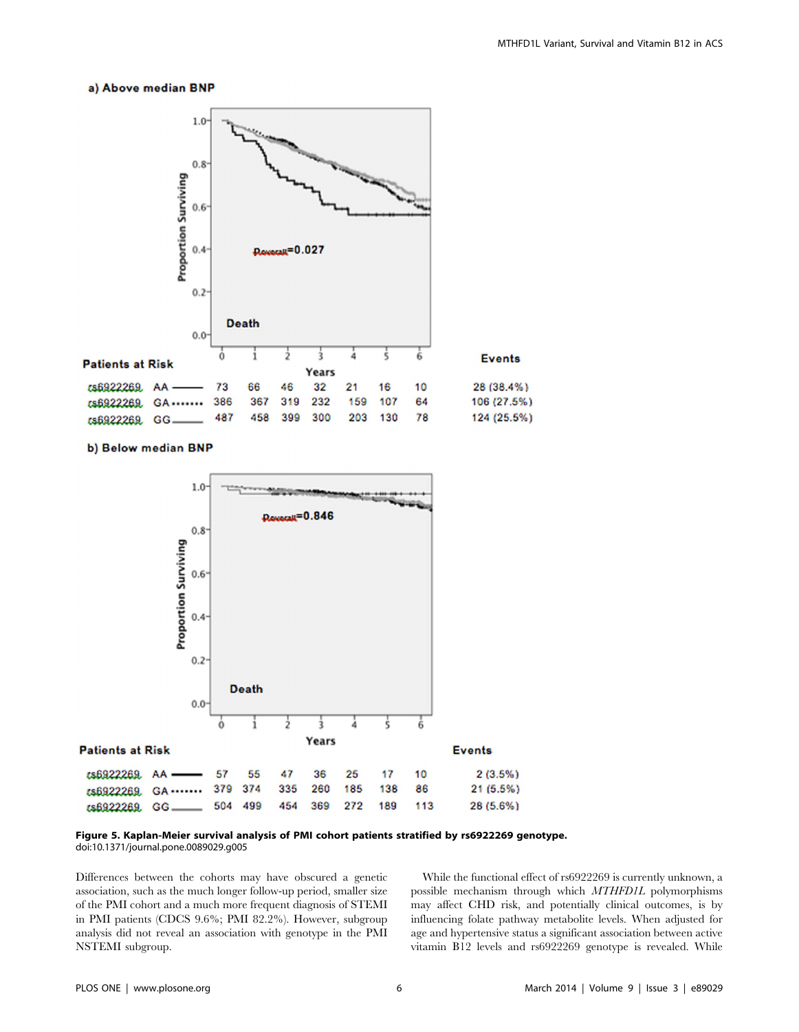**a) Above median BNP**

$P_{overall}$=0.027

| Patients at Risk | 0 | 1 | 2 | 3 | 4 | 5 | 6 | Events |
|---|---|---|---|---|---|---|---|---|
| rs6922269 AA | 73 | 66 | 46 | 32 | 21 | 16 | 10 | 28 (38.4%) |
| rs6922269 GA | 386 | 367 | 319 | 232 | 159 | 107 | 64 | 106 (27.5%) |
| rs6922269 GG | 487 | 458 | 399 | 300 | 203 | 130 | 78 | 124 (25.5%) |

**b) Below median BNP**

$P_{overall}$=0.846

| Patients at Risk | 0 | 1 | 2 | 3 | 4 | 5 | 6 | Events |
|---|---|---|---|---|---|---|---|---|
| rs6922269 AA | 57 | 55 | 47 | 36 | 25 | 17 | 10 | 2 (3.5%) |
| rs6922269 GA | 379 | 374 | 335 | 260 | 185 | 138 | 86 | 21 (5.5%) |
| rs6922269 GG | 504 | 499 | 454 | 369 | 272 | 189 | 113 | 28 (5.6%) |

**Figure 5. Kaplan-Meier survival analysis of PMI cohort patients stratified by rs6922269 genotype.**
doi:10.1371/journal.pone.0089029.g005

Differences between the cohorts may have obscured a genetic association, such as the much longer follow-up period, smaller size of the PMI cohort and a much more frequent diagnosis of STEMI in PMI patients (CDCS 9.6%; PMI 82.2%). However, subgroup analysis did not reveal an association with genotype in the PMI NSTEMI subgroup.

While the functional effect of rs6922269 is currently unknown, a possible mechanism through which *MTHFD1L* polymorphisms may affect CHD risk, and potentially clinical outcomes, is by influencing folate pathway metabolite levels. When adjusted for age and hypertensive status a significant association between active vitamin B12 levels and rs6922269 genotype is revealed. While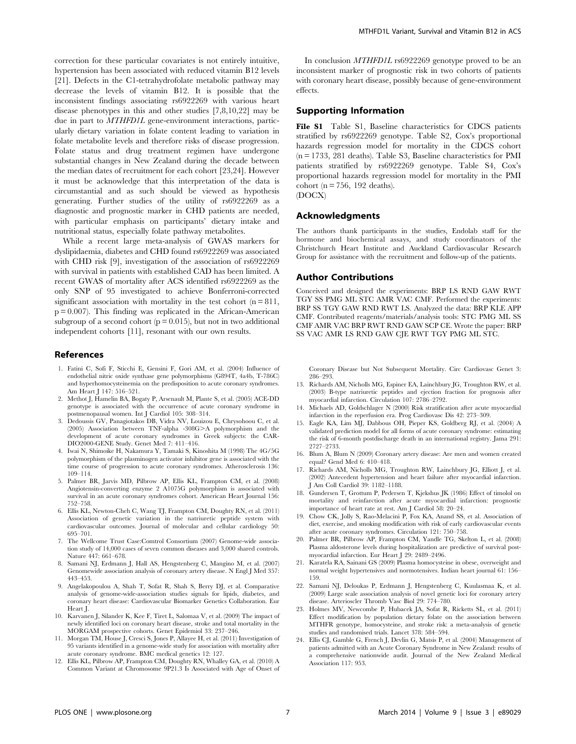correction for these particular covariates is not entirely intuitive, hypertension has been associated with reduced vitamin B12 levels [21]. Defects in the C1-tetrahydrofolate metabolic pathway may decrease the levels of vitamin B12. It is possible that the inconsistent findings associating rs6922269 with various heart disease phenotypes in this and other studies [7,8,10,22] may be due in part to *MTHFD1L* gene-environment interactions, particularly dietary variation in folate content leading to variation in folate metabolite levels and therefore risks of disease progression. Folate status and drug treatment regimen have undergone substantial changes in New Zealand during the decade between the median dates of recruitment for each cohort [23,24]. However it must be acknowledge that this interpretation of the data is circumstantial and as such should be viewed as hypothesis generating. Further studies of the utility of rs6922269 as a diagnostic and prognostic marker in CHD patients are needed, with particular emphasis on participants' dietary intake and nutritional status, especially folate pathway metabolites.

While a recent large meta-analysis of GWAS markers for dyslipidaemia, diabetes and CHD found rs6922269 was associated with CHD risk [9], investigation of the association of rs6922269 with survival in patients with established CAD has been limited. A recent GWAS of mortality after ACS identified rs6922269 as the only SNP of 95 investigated to achieve Bonferroni-corrected significant association with mortality in the test cohort ($n = 811$, $p = 0.007$). This finding was replicated in the African-American subgroup of a second cohort ($p = 0.015$), but not in two additional independent cohorts [11], resonant with our own results.

In conclusion *MTHFD1L* rs6922269 genotype proved to be an inconsistent marker of prognostic risk in two cohorts of patients with coronary heart disease, possibly because of gene-environment effects.

## Supporting Information

**File S1** Table S1, Baseline characteristics for CDCS patients stratified by rs6922269 genotype. Table S2, Cox's proportional hazards regression model for mortality in the CDCS cohort ($n = 1733$, 281 deaths). Table S3, Baseline characteristics for PMI patients stratified by rs6922269 genotype. Table S4, Cox's proportional hazards regression model for mortality in the PMI cohort ($n = 756$, 192 deaths).
(DOCX)

## Acknowledgments

The authors thank participants in the studies, Endolab staff for the hormone and biochemical assays, and study coordinators of the Christchurch Heart Institute and Auckland Cardiovascular Research Group for assistance with the recruitment and follow-up of the patients.

## Author Contributions

Conceived and designed the experiments: BRP LS RND GAW RWT TGY SS PMG ML STC AMR VAC CMF. Performed the experiments: BRP SS TGY GAW RND RWT LS. Analyzed the data: BRP KLE APP CMF. Contributed reagents/materials/analysis tools: STC PMG ML SS CMF AMR VAC BRP RWT RND GAW SCP CE. Wrote the paper: BRP SS VAC AMR LS RND GAW CJE RWT TGY PMG ML STC.

## References

1. Fatini C, Sofi F, Sticchi E, Gensini F, Gori AM, et al. (2004) Influence of endothelial nitric oxide synthase gene polymorphisms (G894T, 4a4b, T-786C) and hyperhomocysteinemia on the predisposition to acute coronary syndromes. Am Heart J 147: 516–521.
2. Methot J, Hamelin BA, Bogaty P, Arsenault M, Plante S, et al. (2005) ACE-DD genotype is associated with the occurrence of acute coronary syndrome in postmenopausal women. Int J Cardiol 105: 308–314.
3. Dedoussis GV, Panagiotakos DB, Vidra NV, Louizou E, Chrysohoou C, et al. (2005) Association between TNF-alpha -308G>A polymorphism and the development of acute coronary syndromes in Greek subjects: the CARDIO2000-GENE Study. Genet Med 7: 411–416.
4. Iwai N, Shimoike H, Nakamura Y, Tamaki S, Kinoshita M (1998) The 4G/5G polymorphism of the plasminogen activator inhibitor gene is associated with the time course of progression to acute coronary syndromes. Atherosclerosis 136: 109–114.
5. Palmer BR, Jarvis MD, Pilbrow AP, Ellis KL, Frampton CM, et al. (2008) Angiotensin-converting enzyme 2 A1075G polymorphism is associated with survival in an acute coronary syndromes cohort. American Heart Journal 156: 752–758.
6. Ellis KL, Newton-Cheh C, Wang TJ, Frampton CM, Doughty RN, et al. (2011) Association of genetic variation in the natriuretic peptide system with cardiovascular outcomes. Journal of molecular and cellular cardiology 50: 695–701.
7. The Wellcome Trust Case:Comtrol Consortium (2007) Genome-wide association study of 14,000 cases of seven common diseases and 3,000 shared controls. Nature 447: 661–678.
8. Samani NJ, Erdmann J, Hall AS, Hengstenberg C, Mangino M, et al. (2007) Genomewide association analysis of coronary artery disease. N Engl J Med 357: 443–453.
9. Angelakopoulou A, Shah T, Sofat R, Shah S, Berry DJ, et al. Comparative analysis of genome-wide-association studies signals for lipids, diabetes, and coronary heart disease: Cardiovascular Biomarker Genetics Collaboration. Eur Heart J.
10. Karvanen J, Silander K, Kee F, Tiret L, Salomaa V, et al. (2009) The impact of newly identified loci on coronary heart disease, stroke and total mortality in the MORGAM prospective cohorts. Genet Epidemiol 33: 237–246.
11. Morgan TM, House J, Cresci S, Jones P, Allayee H, et al. (2011) Investigation of 95 variants identified in a genome-wide study for association with mortality after acute coronary syndrome. BMC medical genetics 12: 127.
12. Ellis KL, Pilbrow AP, Frampton CM, Doughty RN, Whalley GA, et al. (2010) A Common Variant at Chromosome 9P21.3 Is Associated with Age of Onset of Coronary Disease but Not Subsequent Mortality. Circ Cardiovasc Genet 3: 286–293.
13. Richards AM, Nicholls MG, Espiner EA, Lainchbury JG, Troughton RW, et al. (2003) B-type natriuretic peptides and ejection fraction for prognosis after myocardial infarction. Circulation 107: 2786–2792.
14. Michaels AD, Goldschlager N (2000) Risk stratification after acute myocardial infarction in the reperfusion era. Prog Cardiovasc Dis 42: 273–309.
15. Eagle KA, Lim MJ, Dabbous OH, Pieper KS, Goldberg RJ, et al. (2004) A validated prediction model for all forms of acute coronary syndrome: estimating the risk of 6-month postdischarge death in an international registry. Jama 291: 2727–2733.
16. Blum A, Blum N (2009) Coronary artery disease: Are men and women created equal? Gend Med 6: 410–418.
17. Richards AM, Nicholls MG, Troughton RW, Lainchbury JG, Elliott J, et al. (2002) Antecedent hypertension and heart failure after myocardial infarction. J Am Coll Cardiol 39: 1182–1188.
18. Gundersen T, Grottum P, Pedersen T, Kjekshus JK (1986) Effect of timolol on mortality and reinfarction after acute myocardial infarction: prognostic importance of heart rate at rest. Am J Cardiol 58: 20–24.
19. Chow CK, Jolly S, Rao-Melacini P, Fox KA, Anand SS, et al. Association of diet, exercise, and smoking modification with risk of early cardiovascular events after acute coronary syndromes. Circulation 121: 750–758.
20. Palmer BR, Pilbrow AP, Frampton CM, Yandle TG, Skelton L, et al. (2008) Plasma aldosterone levels during hospitalization are predictive of survival post-myocardial infarction. Eur Heart J 29: 2489–2496.
21. Karatela RA, Sainani GS (2009) Plasma homocysteine in obese, overweight and normal weight hypertensives and normotensives. Indian heart journal 61: 156–159.
22. Samani NJ, Deloukas P, Erdmann J, Hengstenberg C, Kuulasmaa K, et al. (2009) Large scale association analysis of novel genetic loci for coronary artery disease. Arterioscler Thromb Vasc Biol 29: 774–780.
23. Holmes MV, Newcombe P, Hubacek JA, Sofat R, Ricketts SL, et al. (2011) Effect modification by population dietary folate on the association between MTHFR genotype, homocysteine, and stroke risk: a meta-analysis of genetic studies and randomised trials. Lancet 378: 584–594.
24. Ellis CJ, Gamble G, French J, Devlin G, Matsis P, et al. (2004) Management of patients admitted with an Acute Coronary Syndrome in New Zealand: results of a comprehensive nationwide audit. Journal of the New Zealand Medical Association 117: 953.